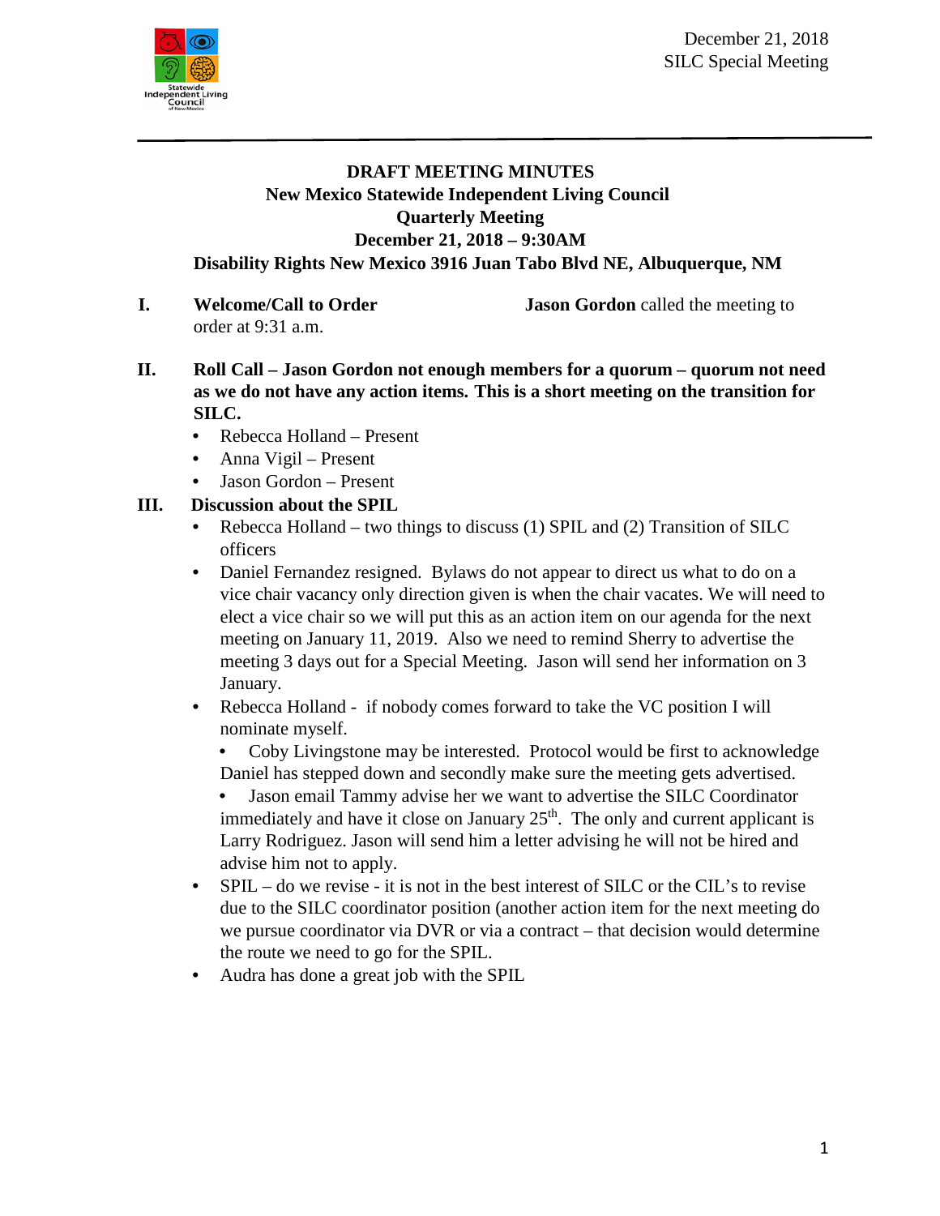December 21, 2018
SILC Special Meeting

**DRAFT MEETING MINUTES**
**New Mexico Statewide Independent Living Council**
**Quarterly Meeting**
**December 21, 2018 – 9:30AM**
**Disability Rights New Mexico 3916 Juan Tabo Blvd NE, Albuquerque, NM**

**I. Welcome/Call to Order** **Jason Gordon** called the meeting to order at 9:31 a.m.

**II. Roll Call – Jason Gordon not enough members for a quorum – quorum not need as we do not have any action items. This is a short meeting on the transition for SILC.**

- Rebecca Holland – Present
- Anna Vigil – Present
- Jason Gordon – Present

**III. Discussion about the SPIL**

- Rebecca Holland – two things to discuss (1) SPIL and (2) Transition of SILC officers
- Daniel Fernandez resigned. Bylaws do not appear to direct us what to do on a vice chair vacancy only direction given is when the chair vacates. We will need to elect a vice chair so we will put this as an action item on our agenda for the next meeting on January 11, 2019. Also we need to remind Sherry to advertise the meeting 3 days out for a Special Meeting. Jason will send her information on 3 January.
- Rebecca Holland - if nobody comes forward to take the VC position I will nominate myself.
  - Coby Livingstone may be interested. Protocol would be first to acknowledge Daniel has stepped down and secondly make sure the meeting gets advertised.
  - Jason email Tammy advise her we want to advertise the SILC Coordinator immediately and have it close on January 25th. The only and current applicant is Larry Rodriguez. Jason will send him a letter advising he will not be hired and advise him not to apply.
- SPIL – do we revise - it is not in the best interest of SILC or the CIL's to revise due to the SILC coordinator position (another action item for the next meeting do we pursue coordinator via DVR or via a contract – that decision would determine the route we need to go for the SPIL.
- Audra has done a great job with the SPIL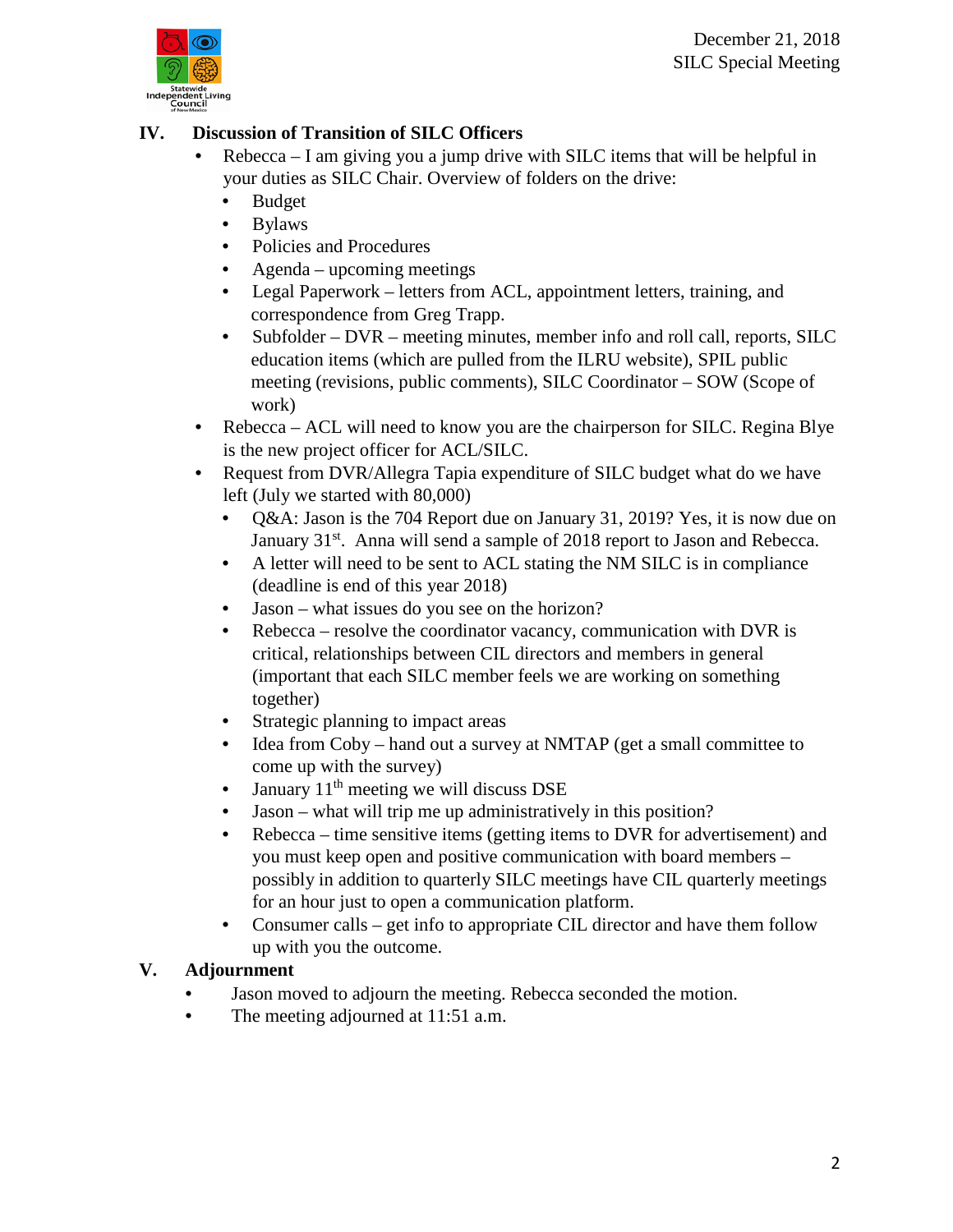## IV. Discussion of Transition of SILC Officers

- Rebecca – I am giving you a jump drive with SILC items that will be helpful in your duties as SILC Chair. Overview of folders on the drive:
  - Budget
  - Bylaws
  - Policies and Procedures
  - Agenda – upcoming meetings
  - Legal Paperwork – letters from ACL, appointment letters, training, and correspondence from Greg Trapp.
  - Subfolder – DVR – meeting minutes, member info and roll call, reports, SILC education items (which are pulled from the ILRU website), SPIL public meeting (revisions, public comments), SILC Coordinator – SOW (Scope of work)
- Rebecca – ACL will need to know you are the chairperson for SILC. Regina Blye is the new project officer for ACL/SILC.
- Request from DVR/Allegra Tapia expenditure of SILC budget what do we have left (July we started with 80,000)
  - Q&A: Jason is the 704 Report due on January 31, 2019? Yes, it is now due on January 31st. Anna will send a sample of 2018 report to Jason and Rebecca.
  - A letter will need to be sent to ACL stating the NM SILC is in compliance (deadline is end of this year 2018)
  - Jason – what issues do you see on the horizon?
  - Rebecca – resolve the coordinator vacancy, communication with DVR is critical, relationships between CIL directors and members in general (important that each SILC member feels we are working on something together)
  - Strategic planning to impact areas
  - Idea from Coby – hand out a survey at NMTAP (get a small committee to come up with the survey)
  - January 11th meeting we will discuss DSE
  - Jason – what will trip me up administratively in this position?
  - Rebecca – time sensitive items (getting items to DVR for advertisement) and you must keep open and positive communication with board members – possibly in addition to quarterly SILC meetings have CIL quarterly meetings for an hour just to open a communication platform.
  - Consumer calls – get info to appropriate CIL director and have them follow up with you the outcome.

## V. Adjournment

- Jason moved to adjourn the meeting. Rebecca seconded the motion.
- The meeting adjourned at 11:51 a.m.